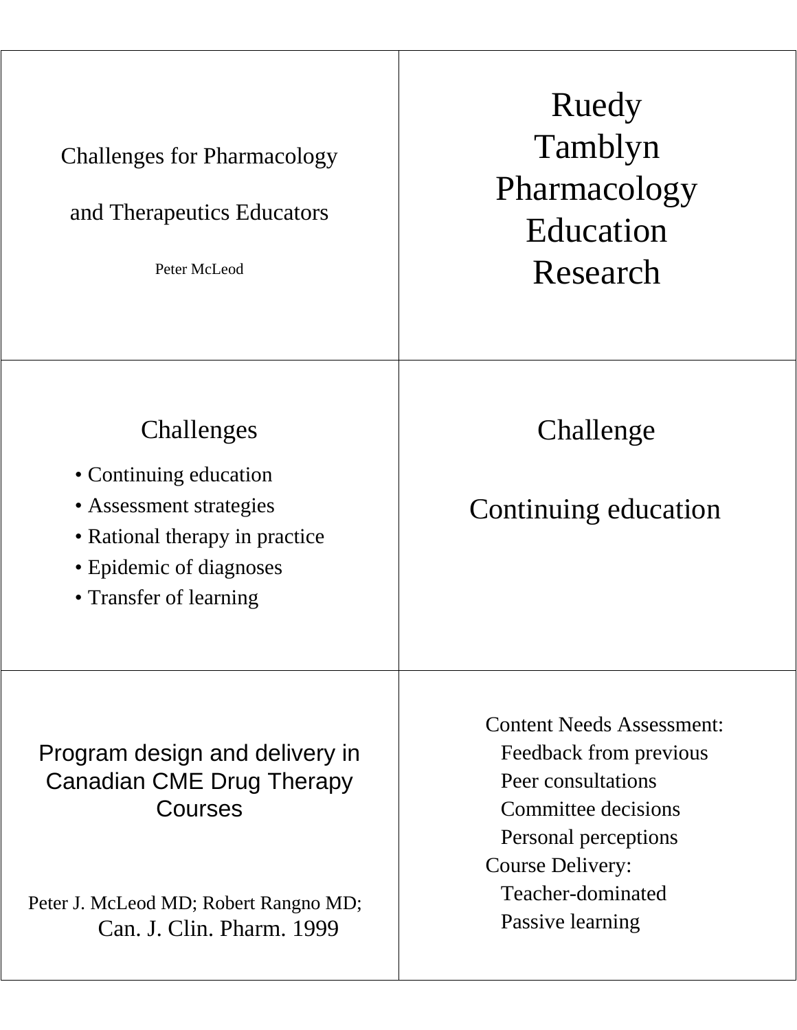## Challenges for Pharmacology and Therapeutics Educators

Peter McLeod

---

Ruedy
Tamblyn
Pharmacology
Education
Research

---

## Challenges

- Continuing education
- Assessment strategies
- Rational therapy in practice
- Epidemic of diagnoses
- Transfer of learning

---

## Challenge

Continuing education

---

## Program design and delivery in Canadian CME Drug Therapy Courses

Peter J. McLeod MD; Robert Rangno MD;
Can. J. Clin. Pharm. 1999

---

Content Needs Assessment:
- Feedback from previous
- Peer consultations
- Committee decisions
- Personal perceptions

Course Delivery:
- Teacher-dominated
- Passive learning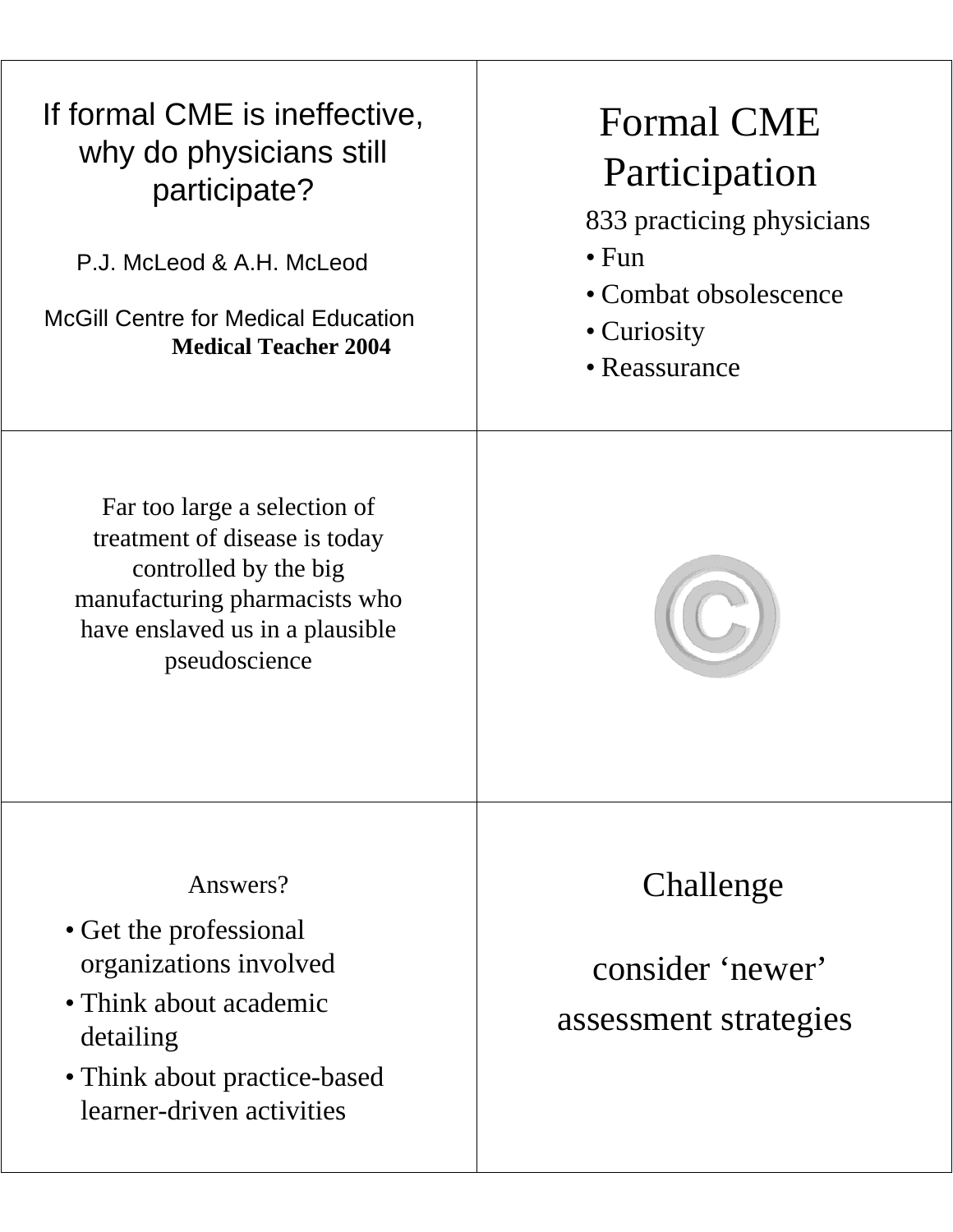## If formal CME is ineffective, why do physicians still participate?

P.J. McLeod & A.H. McLeod

McGill Centre for Medical Education
**Medical Teacher 2004**

## Formal CME Participation

833 practicing physicians

- Fun
- Combat obsolescence
- Curiosity
- Reassurance

Far too large a selection of treatment of disease is today controlled by the big manufacturing pharmacists who have enslaved us in a plausible pseudoscience

©

Answers?

- Get the professional organizations involved
- Think about academic detailing
- Think about practice-based learner-driven activities

## Challenge

consider 'newer' assessment strategies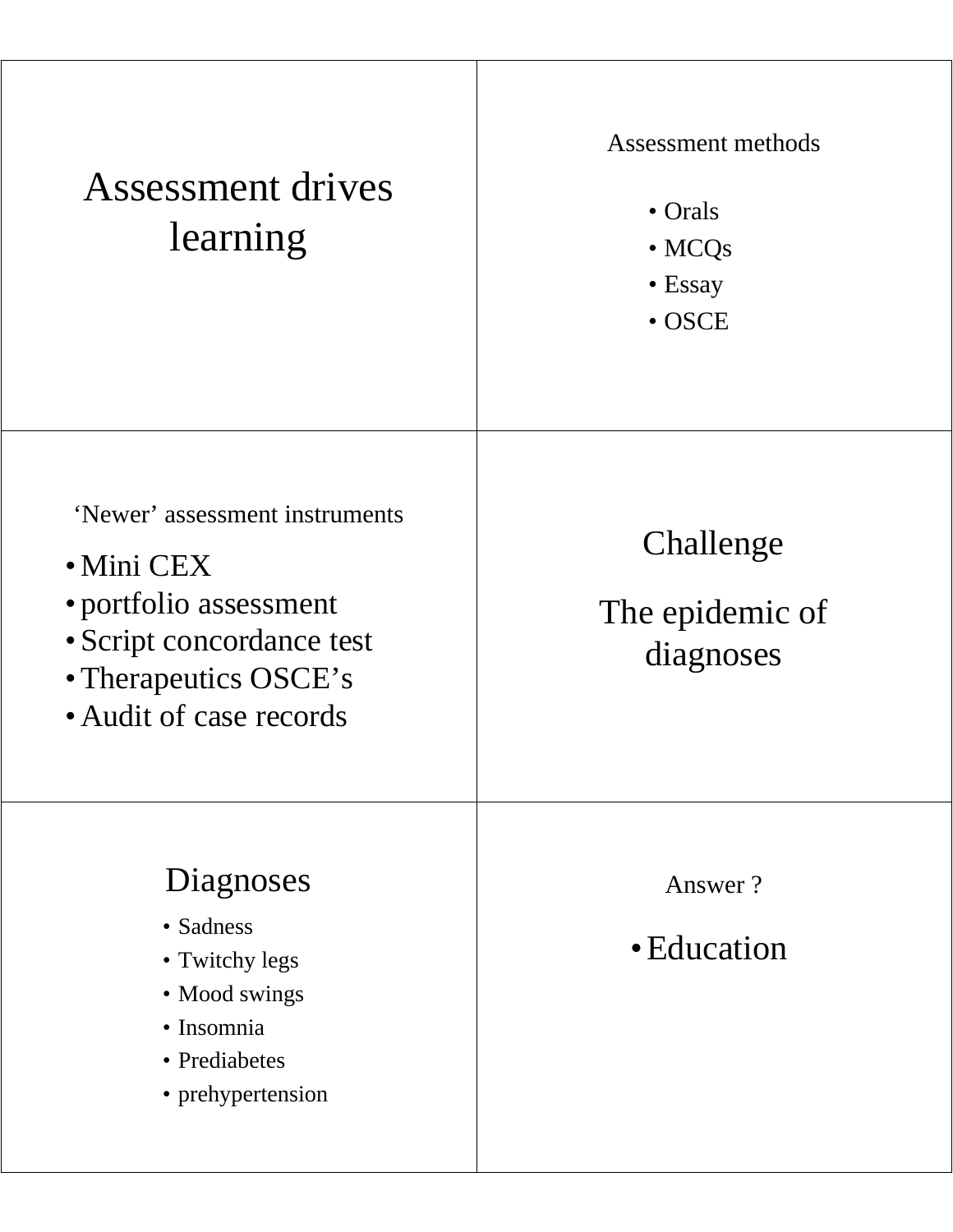## Assessment drives learning

---

Assessment methods

- Orals
- MCQs
- Essay
- OSCE

---

‘Newer’ assessment instruments

- Mini CEX
- portfolio assessment
- Script concordance test
- Therapeutics OSCE’s
- Audit of case records

---

## Challenge

## The epidemic of diagnoses

---

## Diagnoses

- Sadness
- Twitchy legs
- Mood swings
- Insomnia
- Prediabetes
- prehypertension

---

Answer ?

- Education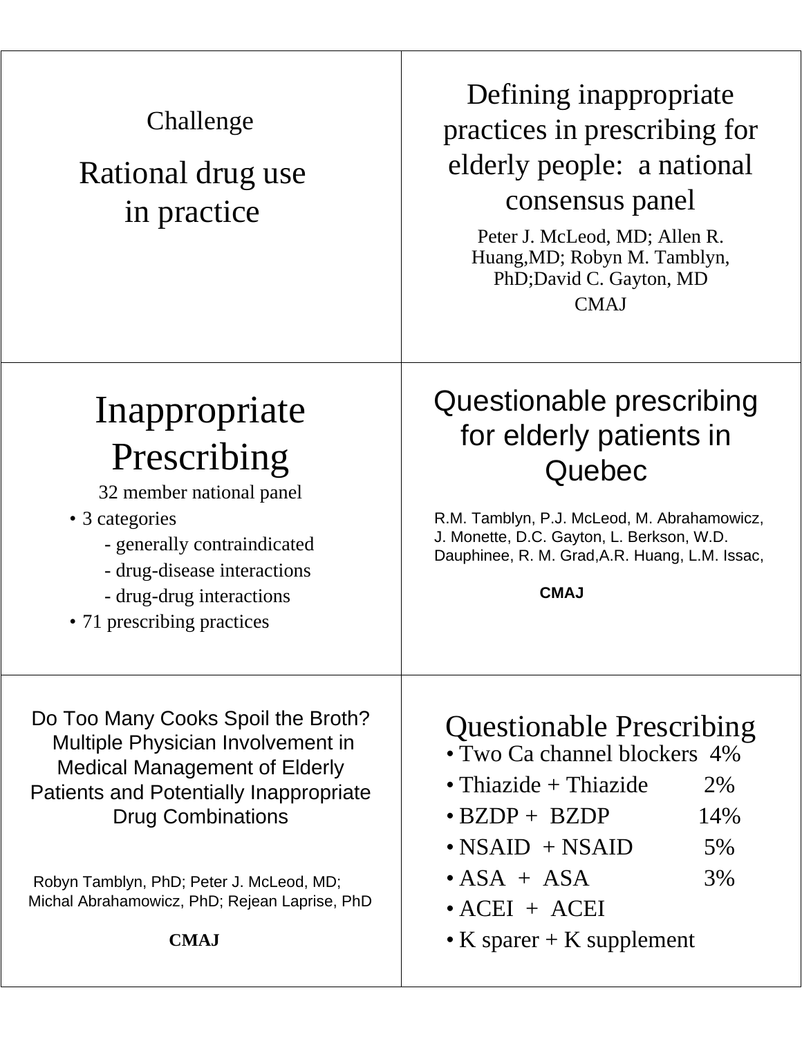## Challenge

# Rational drug use in practice

---

# Defining inappropriate practices in prescribing for elderly people: a national consensus panel

Peter J. McLeod, MD; Allen R. Huang,MD; Robyn M. Tamblyn, PhD;David C. Gayton, MD

CMAJ

---

# Inappropriate Prescribing

32 member national panel

- 3 categories
  - generally contraindicated
  - drug-disease interactions
  - drug-drug interactions
- 71 prescribing practices

---

# Questionable prescribing for elderly patients in Quebec

R.M. Tamblyn, P.J. McLeod, M. Abrahamowicz, J. Monette, D.C. Gayton, L. Berkson, W.D. Dauphinee, R. M. Grad,A.R. Huang, L.M. Issac,

**CMAJ**

---

## Do Too Many Cooks Spoil the Broth? Multiple Physician Involvement in Medical Management of Elderly Patients and Potentially Inappropriate Drug Combinations

Robyn Tamblyn, PhD; Peter J. McLeod, MD; Michal Abrahamowicz, PhD; Rejean Laprise, PhD

**CMAJ**

---

# Questionable Prescribing

- Two Ca channel blockers 4%
- Thiazide + Thiazide 2%
- BZDP + BZDP 14%
- NSAID + NSAID 5%
- ASA + ASA 3%
- ACEI + ACEI
- K sparer + K supplement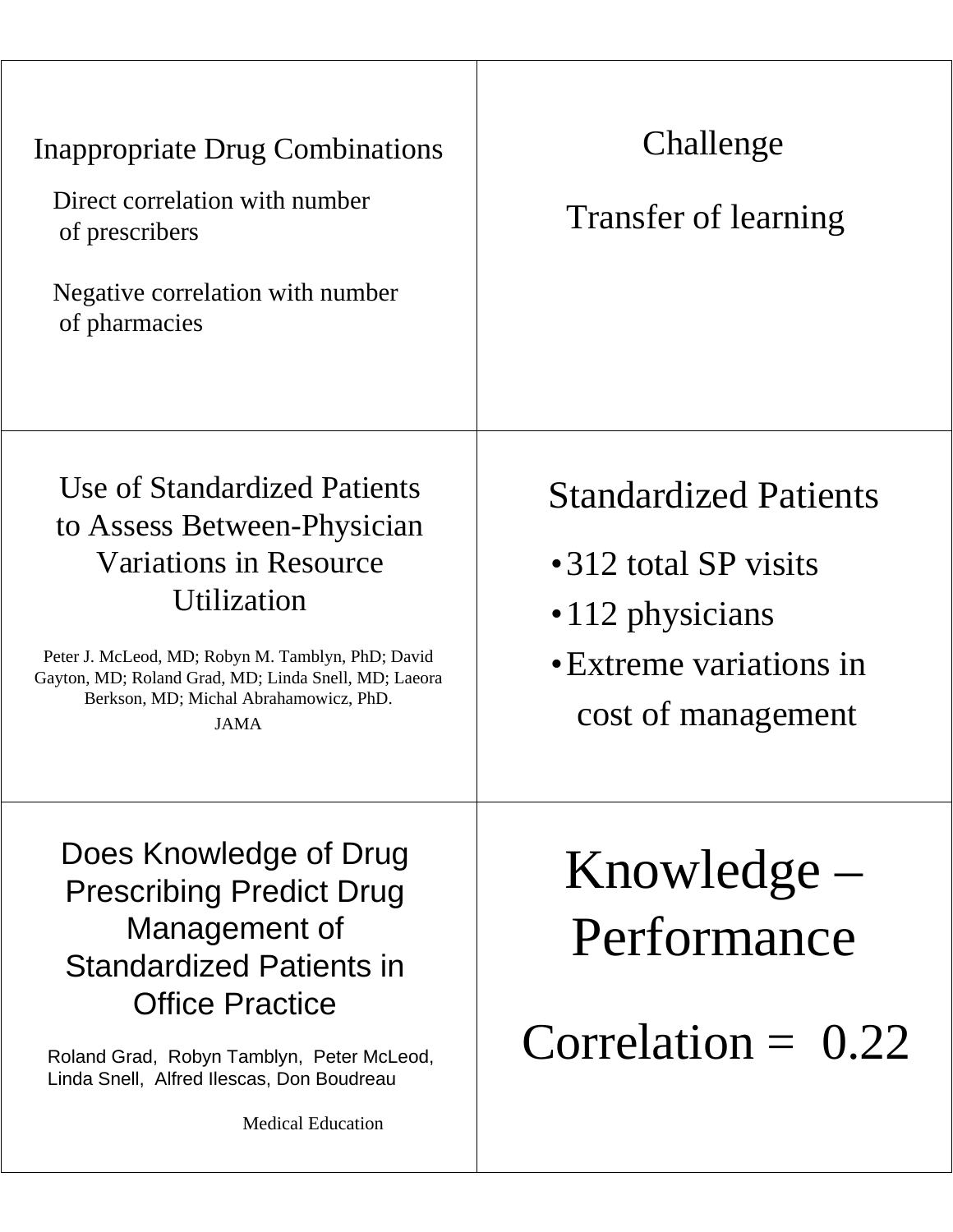## Inappropriate Drug Combinations

Direct correlation with number of prescribers

Negative correlation with number of pharmacies

## Challenge

Transfer of learning

## Use of Standardized Patients to Assess Between-Physician Variations in Resource Utilization

Peter J. McLeod, MD; Robyn M. Tamblyn, PhD; David Gayton, MD; Roland Grad, MD; Linda Snell, MD; Laeora Berkson, MD; Michal Abrahamowicz, PhD.

JAMA

## Standardized Patients

- 312 total SP visits
- 112 physicians
- Extreme variations in cost of management

## Does Knowledge of Drug Prescribing Predict Drug Management of Standardized Patients in Office Practice

Roland Grad, Robyn Tamblyn, Peter McLeod, Linda Snell, Alfred Ilescas, Don Boudreau

Medical Education

## Knowledge – Performance

Correlation = 0.22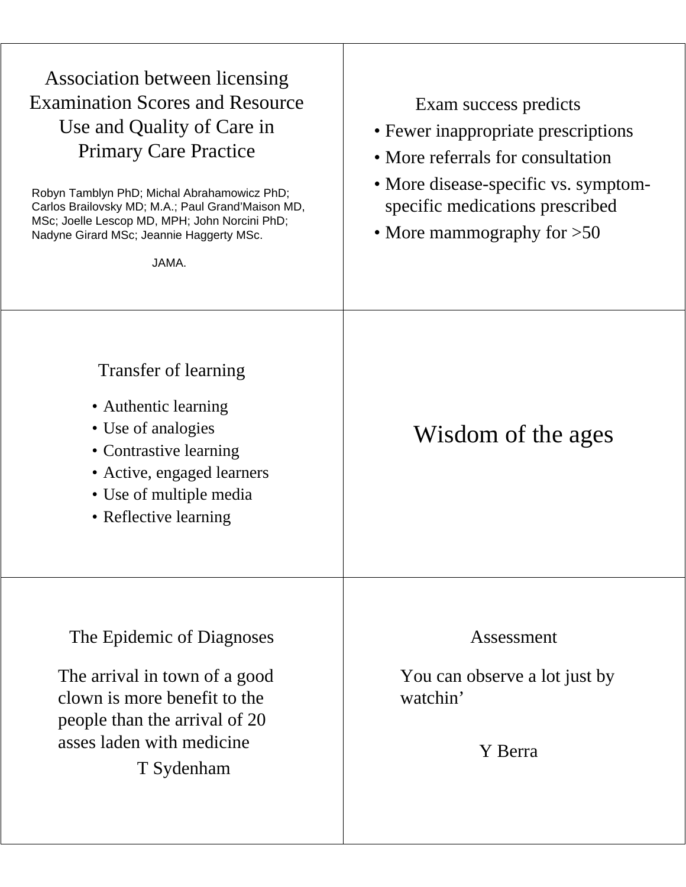## Association between licensing Examination Scores and Resource Use and Quality of Care in Primary Care Practice

Robyn Tamblyn PhD; Michal Abrahamowicz PhD; Carlos Brailovsky MD; M.A.; Paul Grand'Maison MD, MSc; Joelle Lescop MD, MPH; John Norcini PhD; Nadyne Girard MSc; Jeannie Haggerty MSc.

JAMA.

## Exam success predicts

- Fewer inappropriate prescriptions
- More referrals for consultation
- More disease-specific vs. symptom-specific medications prescribed
- More mammography for >50

## Transfer of learning

- Authentic learning
- Use of analogies
- Contrastive learning
- Active, engaged learners
- Use of multiple media
- Reflective learning

## Wisdom of the ages

## The Epidemic of Diagnoses

The arrival in town of a good clown is more benefit to the people than the arrival of 20 asses laden with medicine

T Sydenham

## Assessment

You can observe a lot just by watchin'

Y Berra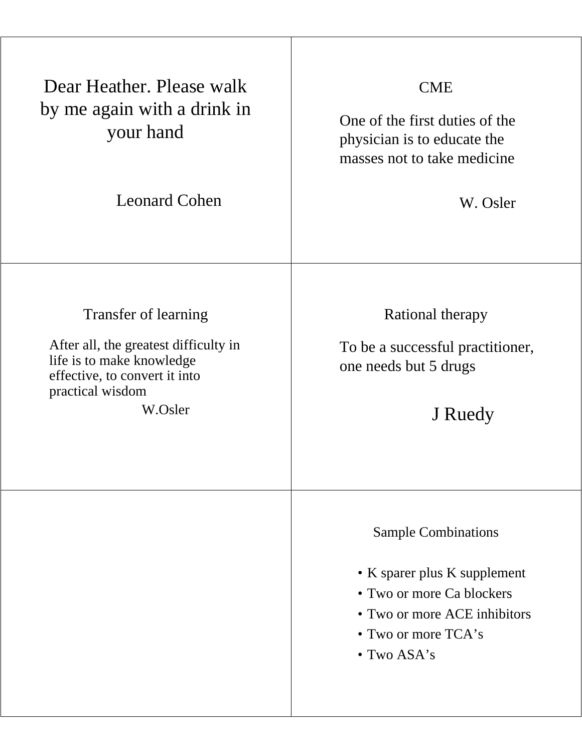Dear Heather. Please walk by me again with a drink in your hand

Leonard Cohen

## CME

One of the first duties of the physician is to educate the masses not to take medicine

W. Osler

## Transfer of learning

After all, the greatest difficulty in life is to make knowledge effective, to convert it into practical wisdom

W.Osler

## Rational therapy

To be a successful practitioner, one needs but 5 drugs

J Ruedy

## Sample Combinations

- K sparer plus K supplement
- Two or more Ca blockers
- Two or more ACE inhibitors
- Two or more TCA's
- Two ASA's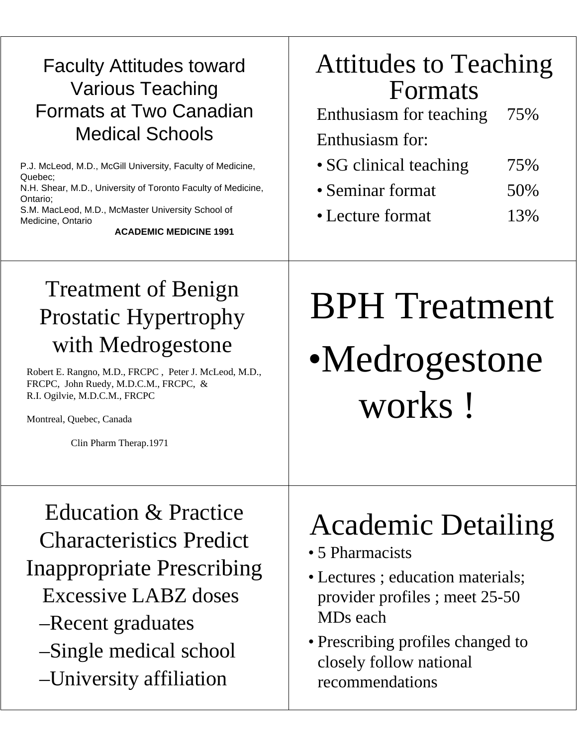## Faculty Attitudes toward Various Teaching Formats at Two Canadian Medical Schools

P.J. McLeod, M.D., McGill University, Faculty of Medicine, Quebec;
N.H. Shear, M.D., University of Toronto Faculty of Medicine, Ontario;
S.M. MacLeod, M.D., McMaster University School of Medicine, Ontario

**ACADEMIC MEDICINE 1991**

## Attitudes to Teaching Formats

| | |
|---|---|
| Enthusiasm for teaching | 75% |
| Enthusiasm for: | |
| • SG clinical teaching | 75% |
| • Seminar format | 50% |
| • Lecture format | 13% |

## Treatment of Benign Prostatic Hypertrophy with Medrogestone

Robert E. Rangno, M.D., FRCPC , Peter J. McLeod, M.D., FRCPC, John Ruedy, M.D.C.M., FRCPC, & R.I. Ogilvie, M.D.C.M., FRCPC

Montreal, Quebec, Canada

Clin Pharm Therap.1971

# BPH Treatment

- Medrogestone works !

## Education & Practice Characteristics Predict Inappropriate Prescribing

Excessive LABZ doses

- –Recent graduates
- –Single medical school
- –University affiliation

## Academic Detailing

- 5 Pharmacists
- Lectures ; education materials; provider profiles ; meet 25-50 MDs each
- Prescribing profiles changed to closely follow national recommendations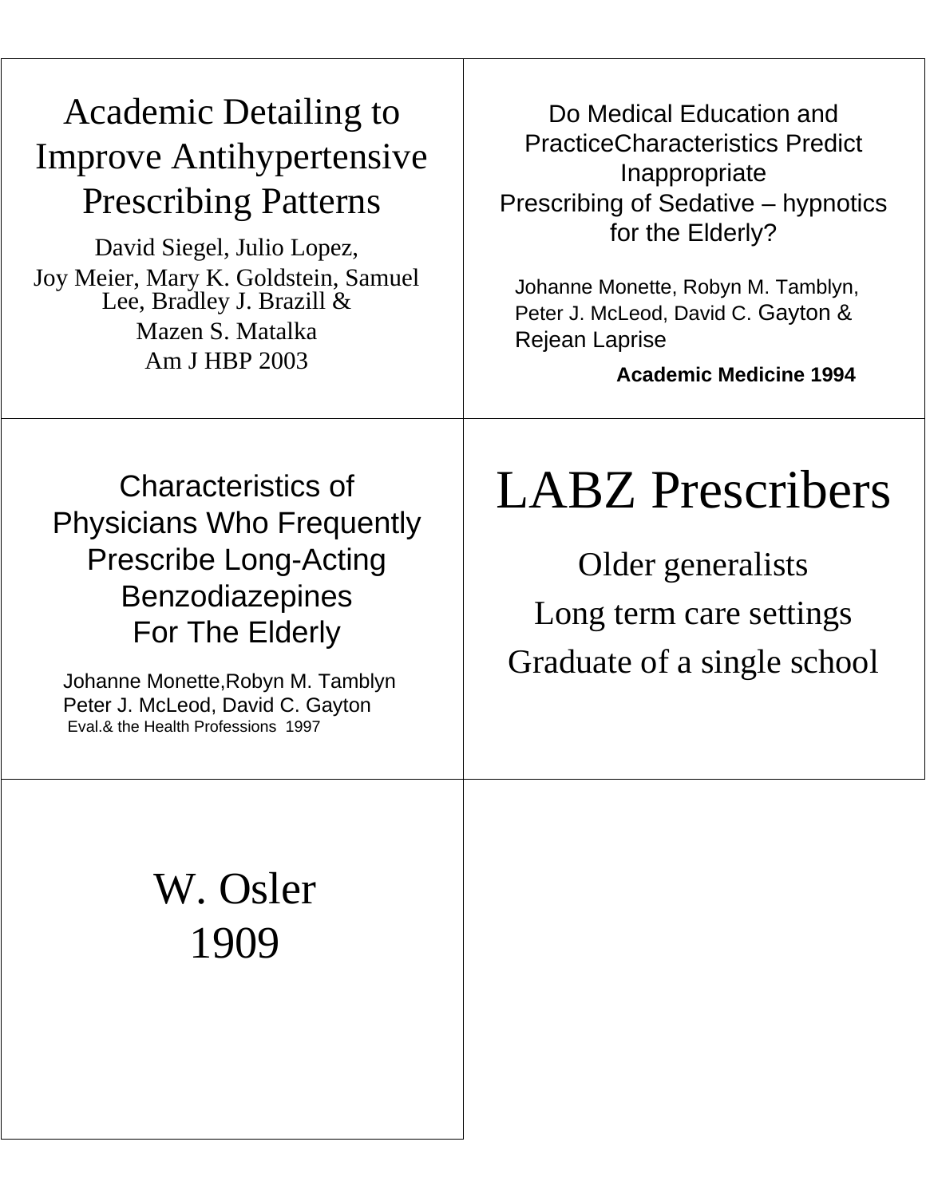## Academic Detailing to Improve Antihypertensive Prescribing Patterns

David Siegel, Julio Lopez,
Joy Meier, Mary K. Goldstein, Samuel Lee, Bradley J. Brazill &
Mazen S. Matalka
Am J HBP 2003

## Do Medical Education and PracticeCharacteristics Predict Inappropriate Prescribing of Sedative – hypnotics for the Elderly?

Johanne Monette, Robyn M. Tamblyn, Peter J. McLeod, David C. Gayton & Rejean Laprise

**Academic Medicine 1994**

## Characteristics of Physicians Who Frequently Prescribe Long-Acting Benzodiazepines For The Elderly

Johanne Monette,Robyn M. Tamblyn
Peter J. McLeod, David C. Gayton
Eval.& the Health Professions 1997

## LABZ Prescribers

Older generalists

Long term care settings

Graduate of a single school

## W. Osler 1909